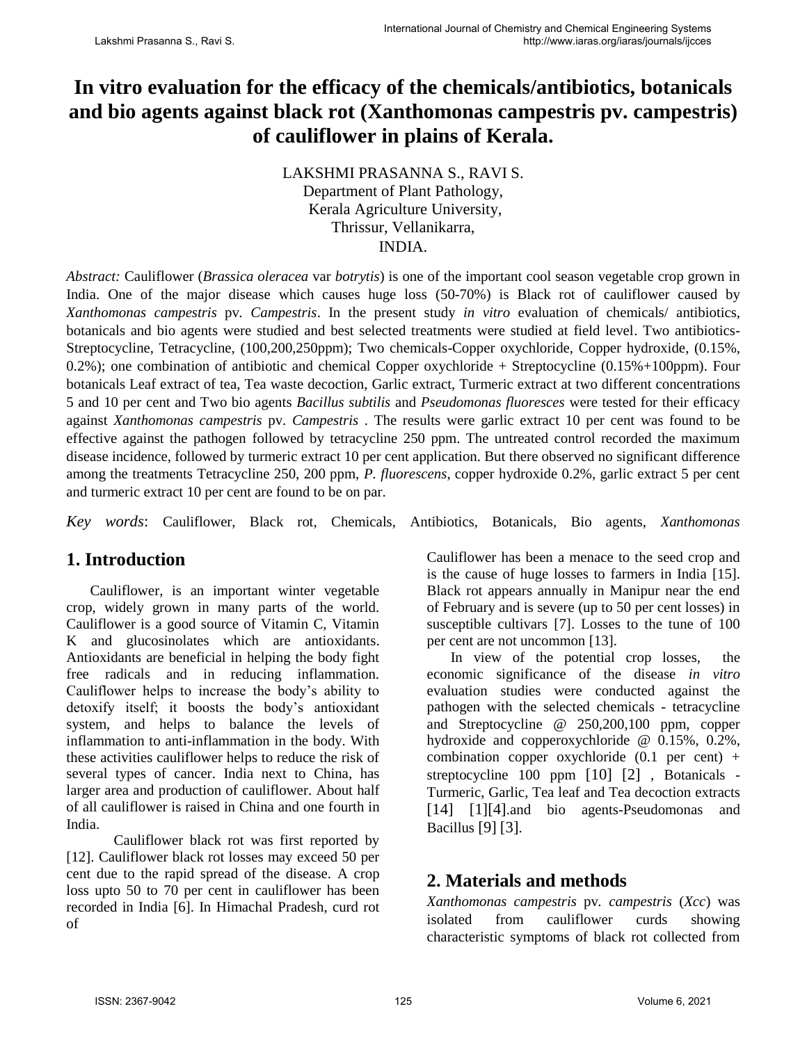# In vitro evaluation for the efficacy of the chemicals/antibiotics, botanicals and bio agents against black rot (Xanthomonas campestris pv. campestris) of cauliflower in plains of Kerala.

LAKSHMI PRASANNA S., RAVI S.
Department of Plant Pathology,
Kerala Agriculture University,
Thrissur, Vellanikarra,
INDIA.

*Abstract:* Cauliflower (*Brassica oleracea* var *botrytis*) is one of the important cool season vegetable crop grown in India. One of the major disease which causes huge loss (50-70%) is Black rot of cauliflower caused by *Xanthomonas campestris* pv. *Campestris*. In the present study *in vitro* evaluation of chemicals/ antibiotics, botanicals and bio agents were studied and best selected treatments were studied at field level. Two antibiotics-Streptocycline, Tetracycline, (100,200,250ppm); Two chemicals-Copper oxychloride, Copper hydroxide, (0.15%, 0.2%); one combination of antibiotic and chemical Copper oxychloride + Streptocycline (0.15%+100ppm). Four botanicals Leaf extract of tea, Tea waste decoction, Garlic extract, Turmeric extract at two different concentrations 5 and 10 per cent and Two bio agents *Bacillus subtilis* and *Pseudomonas fluoresces* were tested for their efficacy against *Xanthomonas campestris* pv. *Campestris* . The results were garlic extract 10 per cent was found to be effective against the pathogen followed by tetracycline 250 ppm. The untreated control recorded the maximum disease incidence, followed by turmeric extract 10 per cent application. But there observed no significant difference among the treatments Tetracycline 250, 200 ppm, *P. fluorescens*, copper hydroxide 0.2%, garlic extract 5 per cent and turmeric extract 10 per cent are found to be on par.

*Key words*: Cauliflower, Black rot, Chemicals, Antibiotics, Botanicals, Bio agents, *Xanthomonas*

## 1. Introduction

Cauliflower, is an important winter vegetable crop, widely grown in many parts of the world. Cauliflower is a good source of Vitamin C, Vitamin K and glucosinolates which are antioxidants. Antioxidants are beneficial in helping the body fight free radicals and in reducing inflammation. Cauliflower helps to increase the body's ability to detoxify itself; it boosts the body's antioxidant system, and helps to balance the levels of inflammation to anti-inflammation in the body. With these activities cauliflower helps to reduce the risk of several types of cancer. India next to China, has larger area and production of cauliflower. About half of all cauliflower is raised in China and one fourth in India.

Cauliflower black rot was first reported by [12]. Cauliflower black rot losses may exceed 50 per cent due to the rapid spread of the disease. A crop loss upto 50 to 70 per cent in cauliflower has been recorded in India [6]. In Himachal Pradesh, curd rot of Cauliflower has been a menace to the seed crop and is the cause of huge losses to farmers in India [15]. Black rot appears annually in Manipur near the end of February and is severe (up to 50 per cent losses) in susceptible cultivars [7]. Losses to the tune of 100 per cent are not uncommon [13].

In view of the potential crop losses, the economic significance of the disease *in vitro* evaluation studies were conducted against the pathogen with the selected chemicals - tetracycline and Streptocycline @ 250,200,100 ppm, copper hydroxide and copperoxychloride @ 0.15%, 0.2%, combination copper oxychloride (0.1 per cent) + streptocycline 100 ppm [10] [2] , Botanicals - Turmeric, Garlic, Tea leaf and Tea decoction extracts [14] [1][4].and bio agents-Pseudomonas and Bacillus [9] [3].

## 2. Materials and methods

*Xanthomonas campestris* pv. *campestris* (*Xcc*) was isolated from cauliflower curds showing characteristic symptoms of black rot collected from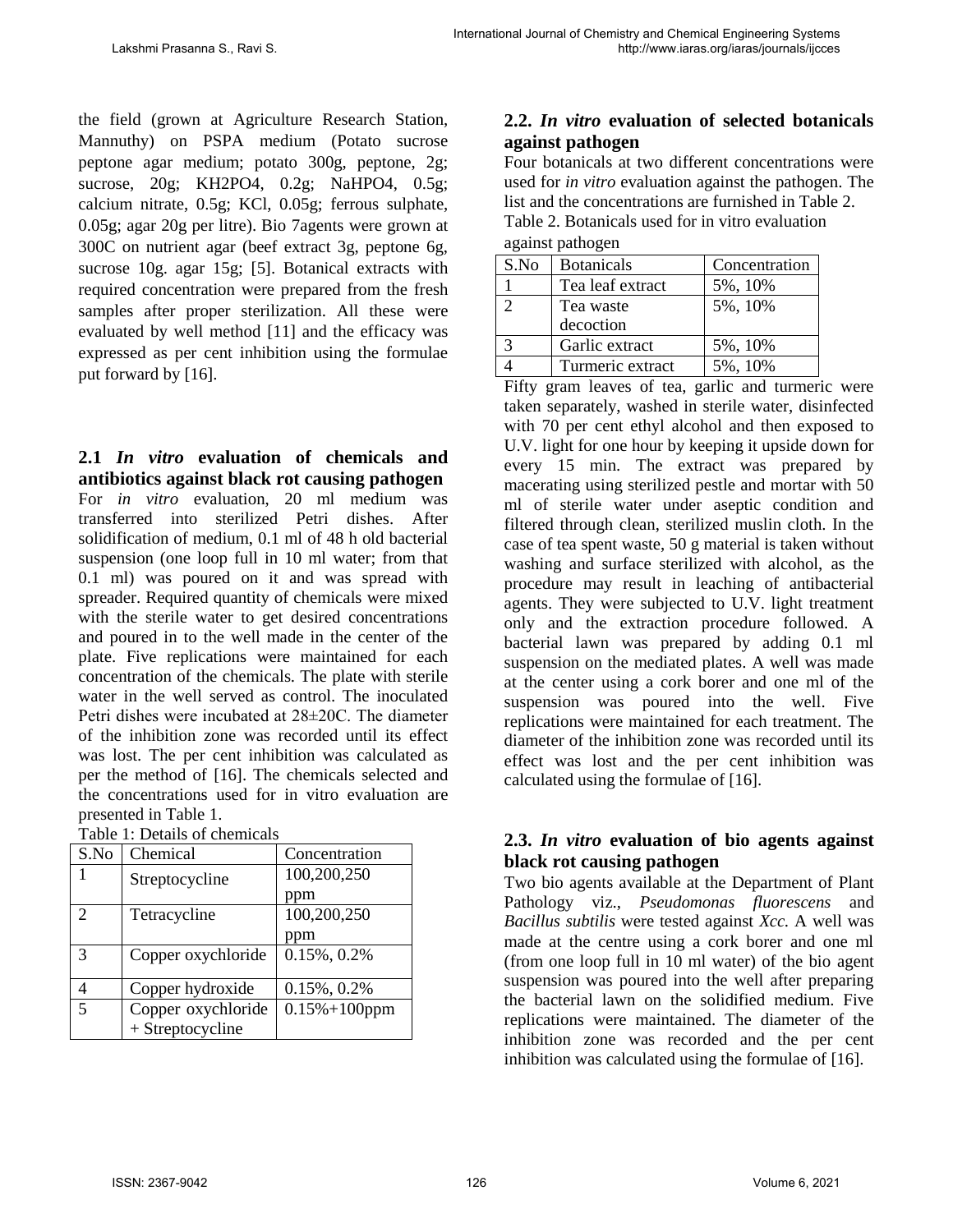the field (grown at Agriculture Research Station, Mannuthy) on PSPA medium (Potato sucrose peptone agar medium; potato 300g, peptone, 2g; sucrose, 20g; $KH2PO4$, 0.2g; $NaHPO4$, 0.5g; calcium nitrate, 0.5g; KCl, 0.05g; ferrous sulphate, 0.05g; agar 20g per litre). Bio 7agents were grown at 300C on nutrient agar (beef extract 3g, peptone 6g, sucrose 10g. agar 15g; [5]. Botanical extracts with required concentration were prepared from the fresh samples after proper sterilization. All these were evaluated by well method [11] and the efficacy was expressed as per cent inhibition using the formulae put forward by [16].

## 2.1 *In vitro* evaluation of chemicals and antibiotics against black rot causing pathogen

For *in vitro* evaluation, 20 ml medium was transferred into sterilized Petri dishes. After solidification of medium, 0.1 ml of 48 h old bacterial suspension (one loop full in 10 ml water; from that 0.1 ml) was poured on it and was spread with spreader. Required quantity of chemicals were mixed with the sterile water to get desired concentrations and poured in to the well made in the center of the plate. Five replications were maintained for each concentration of the chemicals. The plate with sterile water in the well served as control. The inoculated Petri dishes were incubated at 28±20C. The diameter of the inhibition zone was recorded until its effect was lost. The per cent inhibition was calculated as per the method of [16]. The chemicals selected and the concentrations used for in vitro evaluation are presented in Table 1.

Table 1: Details of chemicals

| S.No | Chemical | Concentration |
|---|---|---|
| 1 | Streptocycline | 100,200,250 ppm |
| 2 | Tetracycline | 100,200,250 ppm |
| 3 | Copper oxychloride | 0.15%, 0.2% |
| 4 | Copper hydroxide | 0.15%, 0.2% |
| 5 | Copper oxychloride + Streptocycline | 0.15%+100ppm |

## 2.2. *In vitro* evaluation of selected botanicals against pathogen

Four botanicals at two different concentrations were used for *in vitro* evaluation against the pathogen. The list and the concentrations are furnished in Table 2.

Table 2. Botanicals used for in vitro evaluation against pathogen

| S.No | Botanicals | Concentration |
|---|---|---|
| 1 | Tea leaf extract | 5%, 10% |
| 2 | Tea waste decoction | 5%, 10% |
| 3 | Garlic extract | 5%, 10% |
| 4 | Turmeric extract | 5%, 10% |

Fifty gram leaves of tea, garlic and turmeric were taken separately, washed in sterile water, disinfected with 70 per cent ethyl alcohol and then exposed to U.V. light for one hour by keeping it upside down for every 15 min. The extract was prepared by macerating using sterilized pestle and mortar with 50 ml of sterile water under aseptic condition and filtered through clean, sterilized muslin cloth. In the case of tea spent waste, 50 g material is taken without washing and surface sterilized with alcohol, as the procedure may result in leaching of antibacterial agents. They were subjected to U.V. light treatment only and the extraction procedure followed. A bacterial lawn was prepared by adding 0.1 ml suspension on the mediated plates. A well was made at the center using a cork borer and one ml of the suspension was poured into the well. Five replications were maintained for each treatment. The diameter of the inhibition zone was recorded until its effect was lost and the per cent inhibition was calculated using the formulae of [16].

## 2.3. *In vitro* evaluation of bio agents against black rot causing pathogen

Two bio agents available at the Department of Plant Pathology viz., *Pseudomonas fluorescens* and *Bacillus subtilis* were tested against *Xcc.* A well was made at the centre using a cork borer and one ml (from one loop full in 10 ml water) of the bio agent suspension was poured into the well after preparing the bacterial lawn on the solidified medium. Five replications were maintained. The diameter of the inhibition zone was recorded and the per cent inhibition was calculated using the formulae of [16].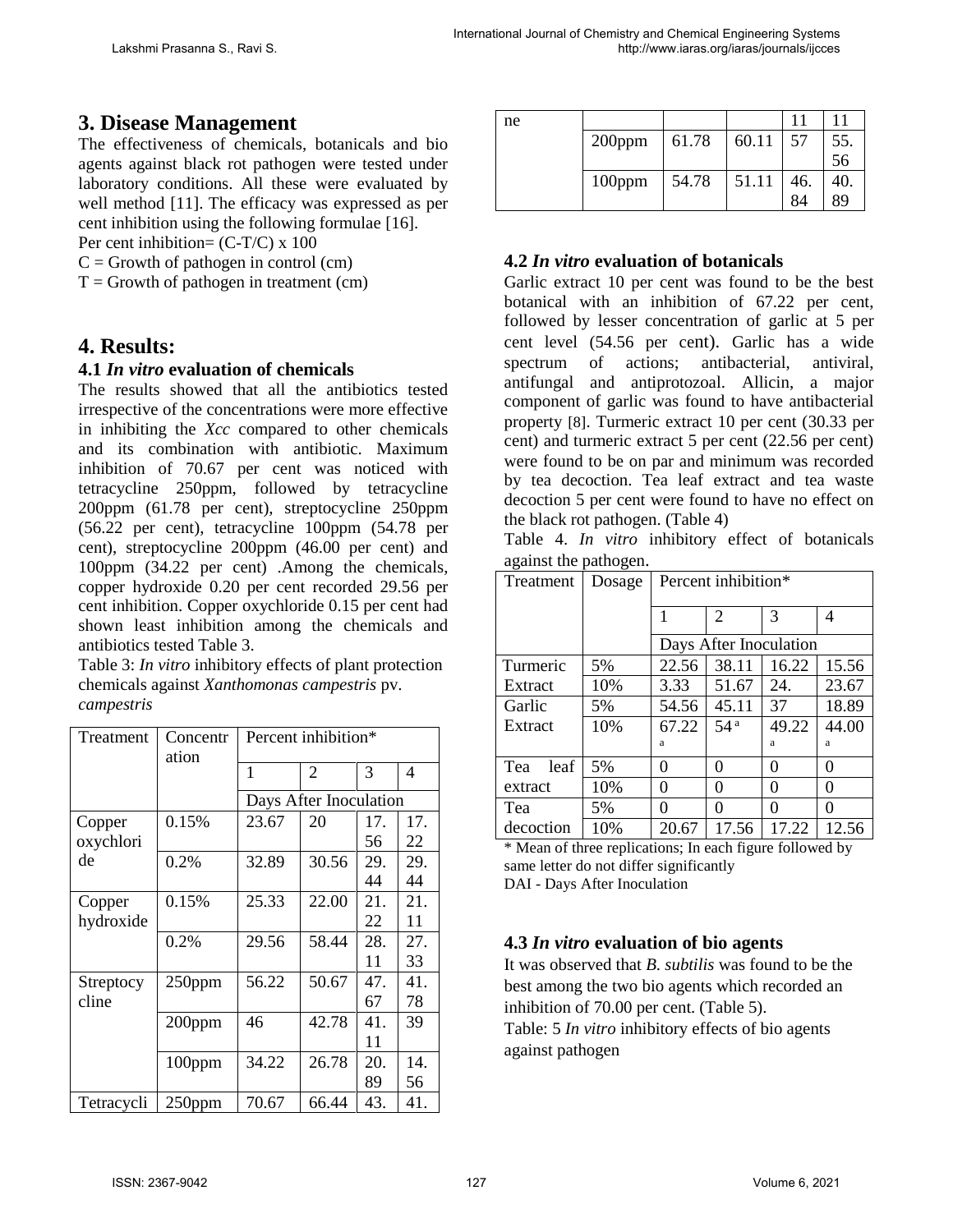## 3. Disease Management

The effectiveness of chemicals, botanicals and bio agents against black rot pathogen were tested under laboratory conditions. All these were evaluated by well method [11]. The efficacy was expressed as per cent inhibition using the following formulae [16].

Per cent inhibition= (C-T/C) x 100

C = Growth of pathogen in control (cm)

T = Growth of pathogen in treatment (cm)

## 4. Results:

### 4.1 *In vitro* evaluation of chemicals

The results showed that all the antibiotics tested irrespective of the concentrations were more effective in inhibiting the *Xcc* compared to other chemicals and its combination with antibiotic. Maximum inhibition of 70.67 per cent was noticed with tetracycline 250ppm, followed by tetracycline 200ppm (61.78 per cent), streptocycline 250ppm (56.22 per cent), tetracycline 100ppm (54.78 per cent), streptocycline 200ppm (46.00 per cent) and 100ppm (34.22 per cent) .Among the chemicals, copper hydroxide 0.20 per cent recorded 29.56 per cent inhibition. Copper oxychloride 0.15 per cent had shown least inhibition among the chemicals and antibiotics tested Table 3.

Table 3: *In vitro* inhibitory effects of plant protection chemicals against *Xanthomonas campestris* pv. *campestris*

| Treatment | Concentration | Percent inhibition* | | | |
|---|---|---|---|---|---|
| | | 1 | 2 | 3 | 4 |
| | | Days After Inoculation | | | |
| Copper oxychloride | 0.15% | 23.67 | 20 | 17.56 | 17.22 |
| | 0.2% | 32.89 | 30.56 | 29.44 | 29.44 |
| Copper hydroxide | 0.15% | 25.33 | 22.00 | 21.22 | 21.11 |
| | 0.2% | 29.56 | 58.44 | 28.11 | 27.33 |
| Streptocycline | 250ppm | 56.22 | 50.67 | 47.67 | 41.78 |
| | 200ppm | 46 | 42.78 | 41.11 | 39 |
| | 100ppm | 34.22 | 26.78 | 20.89 | 14.56 |
| Tetracycline | 250ppm | 70.67 | 66.44 | 43.11 | 41.11 |
| | 200ppm | 61.78 | 60.11 | 57 | 55.56 |
| | 100ppm | 54.78 | 51.11 | 46.84 | 40.89 |

### 4.2 *In vitro* evaluation of botanicals

Garlic extract 10 per cent was found to be the best botanical with an inhibition of 67.22 per cent, followed by lesser concentration of garlic at 5 per cent level (54.56 per cent). Garlic has a wide spectrum of actions; antibacterial, antiviral, antifungal and antiprotozoal. Allicin, a major component of garlic was found to have antibacterial property [8]. Turmeric extract 10 per cent (30.33 per cent) and turmeric extract 5 per cent (22.56 per cent) were found to be on par and minimum was recorded by tea decoction. Tea leaf extract and tea waste decoction 5 per cent were found to have no effect on the black rot pathogen. (Table 4)

Table 4. *In vitro* inhibitory effect of botanicals against the pathogen.

| Treatment | Dosage | Percent inhibition* | | | |
|---|---|---|---|---|---|
| | | 1 | 2 | 3 | 4 |
| | | Days After Inoculation | | | |
| Turmeric Extract | 5% | 22.56 | 38.11 | 16.22 | 15.56 |
| | 10% | 3.33 | 51.67 | 24. | 23.67 |
| Garlic Extract | 5% | 54.56 | 45.11 | 37 | 18.89 |
| | 10% | 67.22 a | 54 a | 49.22 a | 44.00 a |
| Tea leaf extract | 5% | 0 | 0 | 0 | 0 |
| | 10% | 0 | 0 | 0 | 0 |
| Tea decoction | 5% | 0 | 0 | 0 | 0 |
| | 10% | 20.67 | 17.56 | 17.22 | 12.56 |

\* Mean of three replications; In each figure followed by same letter do not differ significantly

DAI - Days After Inoculation

### 4.3 *In vitro* evaluation of bio agents

It was observed that *B. subtilis* was found to be the best among the two bio agents which recorded an inhibition of 70.00 per cent. (Table 5).

Table: 5 *In vitro* inhibitory effects of bio agents against pathogen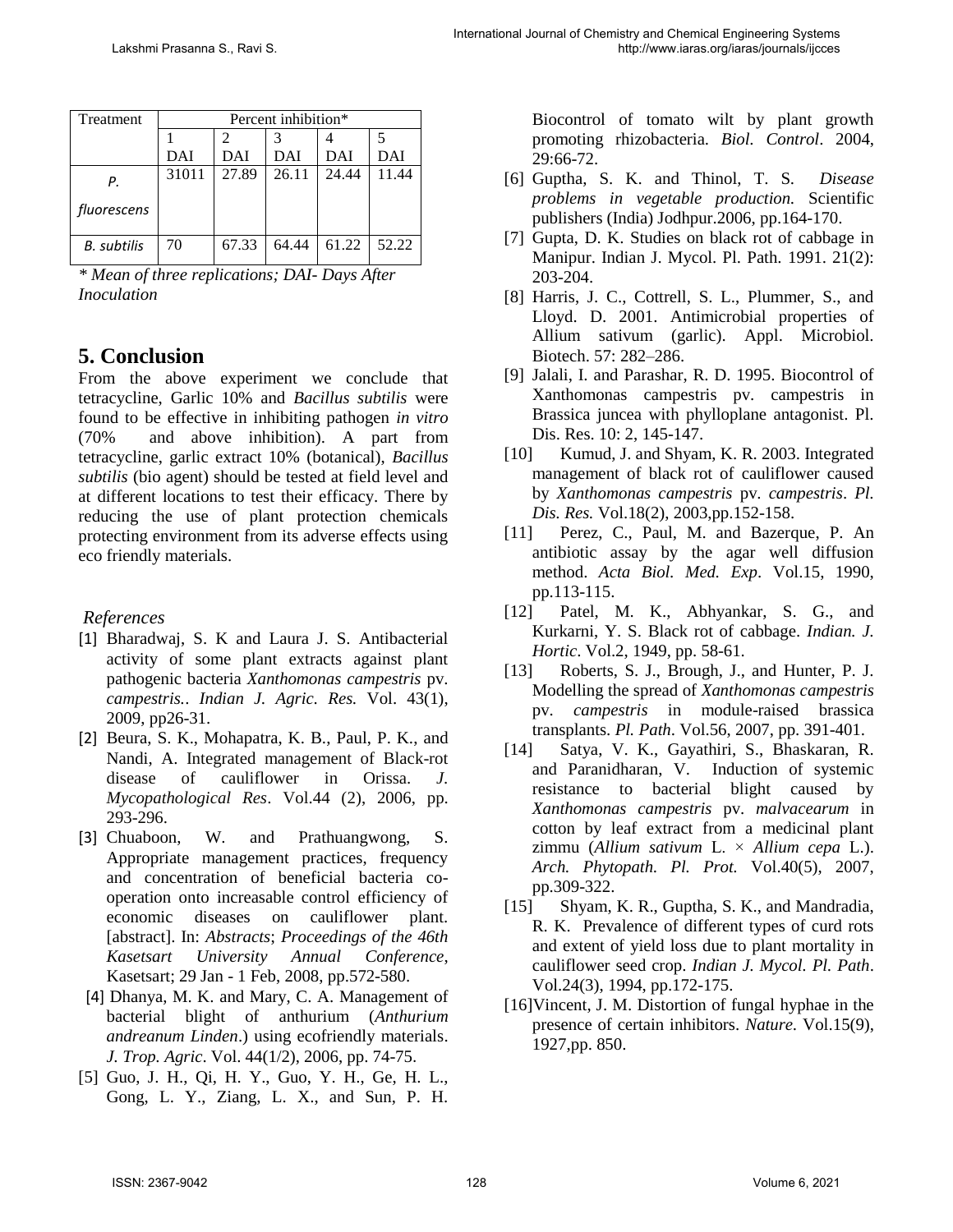| Treatment | Percent inhibition* | | | | |
|---|---|---|---|---|---|
| | 1 DAI | 2 DAI | 3 DAI | 4 DAI | 5 DAI |
| *P. fluorescens* | 31011 | 27.89 | 26.11 | 24.44 | 11.44 |
| *B. subtilis* | 70 | 67.33 | 64.44 | 61.22 | 52.22 |

*\* Mean of three replications; DAI- Days After Inoculation*

## 5. Conclusion

From the above experiment we conclude that tetracycline, Garlic 10% and *Bacillus subtilis* were found to be effective in inhibiting pathogen *in vitro* (70% and above inhibition). A part from tetracycline, garlic extract 10% (botanical), *Bacillus subtilis* (bio agent) should be tested at field level and at different locations to test their efficacy. There by reducing the use of plant protection chemicals protecting environment from its adverse effects using eco friendly materials.

*References*

[1] Bharadwaj, S. K and Laura J. S. Antibacterial activity of some plant extracts against plant pathogenic bacteria *Xanthomonas campestris* pv. *campestris.. Indian J. Agric. Res.* Vol. 43(1), 2009, pp26-31.

[2] Beura, S. K., Mohapatra, K. B., Paul, P. K., and Nandi, A. Integrated management of Black-rot disease of cauliflower in Orissa. *J. Mycopathological Res*. Vol.44 (2), 2006, pp. 293-296.

[3] Chuaboon, W. and Prathuangwong, S. Appropriate management practices, frequency and concentration of beneficial bacteria co-operation onto increasable control efficiency of economic diseases on cauliflower plant. [abstract]. In: *Abstracts*; *Proceedings of the 46th Kasetsart University Annual Conference*, Kasetsart; 29 Jan - 1 Feb, 2008, pp.572-580.

[4] Dhanya, M. K. and Mary, C. A. Management of bacterial blight of anthurium (*Anthurium andreanum Linden*.) using ecofriendly materials. *J. Trop. Agric*. Vol. 44(1/2), 2006, pp. 74-75.

[5] Guo, J. H., Qi, H. Y., Guo, Y. H., Ge, H. L., Gong, L. Y., Ziang, L. X., and Sun, P. H. Biocontrol of tomato wilt by plant growth promoting rhizobacteria. *Biol. Control*. 2004, 29:66-72.

[6] Guptha, S. K. and Thinol, T. S. *Disease problems in vegetable production.* Scientific publishers (India) Jodhpur.2006, pp.164-170.

[7] Gupta, D. K. Studies on black rot of cabbage in Manipur. Indian J. Mycol. Pl. Path. 1991. 21(2): 203-204.

[8] Harris, J. C., Cottrell, S. L., Plummer, S., and Lloyd. D. 2001. Antimicrobial properties of Allium sativum (garlic). Appl. Microbiol. Biotech. 57: 282–286.

[9] Jalali, I. and Parashar, R. D. 1995. Biocontrol of Xanthomonas campestris pv. campestris in Brassica juncea with phylloplane antagonist. Pl. Dis. Res. 10: 2, 145-147.

[10] Kumud, J. and Shyam, K. R. 2003. Integrated management of black rot of cauliflower caused by *Xanthomonas campestris* pv. *campestris*. *Pl. Dis. Res.* Vol.18(2), 2003,pp.152-158.

[11] Perez, C., Paul, M. and Bazerque, P. An antibiotic assay by the agar well diffusion method. *Acta Biol. Med. Exp*. Vol.15, 1990, pp.113-115.

[12] Patel, M. K., Abhyankar, S. G., and Kurkarni, Y. S. Black rot of cabbage. *Indian. J. Hortic*. Vol.2, 1949, pp. 58-61.

[13] Roberts, S. J., Brough, J., and Hunter, P. J. Modelling the spread of *Xanthomonas campestris* pv. *campestris* in module-raised brassica transplants. *Pl. Path*. Vol.56, 2007, pp. 391-401.

[14] Satya, V. K., Gayathiri, S., Bhaskaran, R. and Paranidharan, V. Induction of systemic resistance to bacterial blight caused by *Xanthomonas campestris* pv. *malvacearum* in cotton by leaf extract from a medicinal plant zimmu (*Allium sativum* L. × *Allium cepa* L.). *Arch. Phytopath. Pl. Prot.* Vol.40(5), 2007, pp.309-322.

[15] Shyam, K. R., Guptha, S. K., and Mandradia, R. K. Prevalence of different types of curd rots and extent of yield loss due to plant mortality in cauliflower seed crop. *Indian J. Mycol. Pl. Path*. Vol.24(3), 1994, pp.172-175.

[16] Vincent, J. M. Distortion of fungal hyphae in the presence of certain inhibitors. *Nature.* Vol.15(9), 1927,pp. 850.